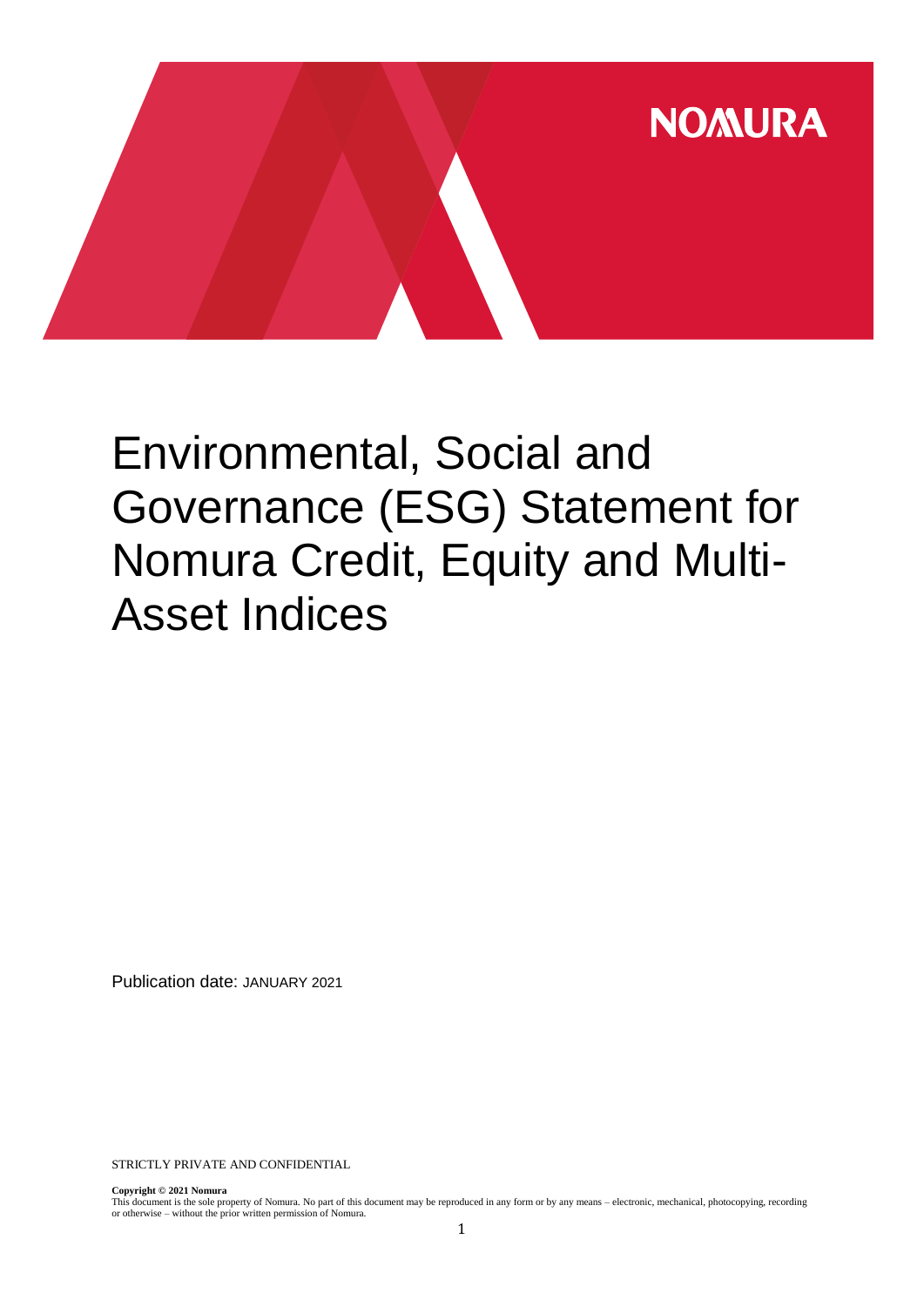# Environmental, Social and Governance (ESG) Statement for Nomura Credit, Equity and Multi-Asset Indices

Publication date: JANUARY 2021

STRICTLY PRIVATE AND CONFIDENTIAL

**Copyright © 2021 Nomura**

This document is the sole property of Nomura. No part of this document may be reproduced in any form or by any means – electronic, mechanical, photocopying, recording or otherwise – without the prior written permission of Nomura.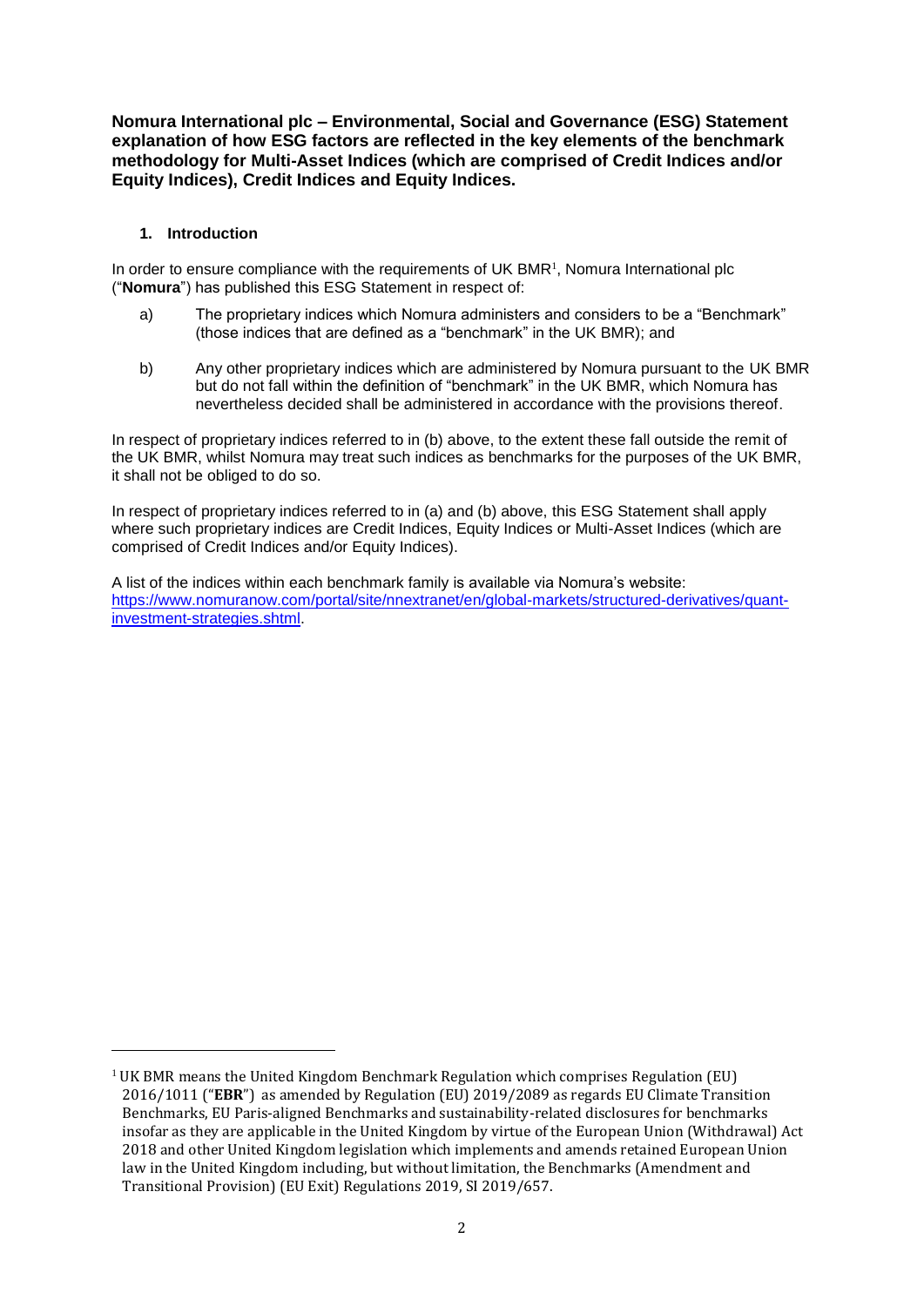**Nomura International plc – Environmental, Social and Governance (ESG) Statement explanation of how ESG factors are reflected in the key elements of the benchmark methodology for Multi-Asset Indices (which are comprised of Credit Indices and/or Equity Indices), Credit Indices and Equity Indices.**

## 1. Introduction

In order to ensure compliance with the requirements of UK BMR[1], Nomura International plc ("**Nomura**") has published this ESG Statement in respect of:

a) The proprietary indices which Nomura administers and considers to be a "Benchmark" (those indices that are defined as a "benchmark" in the UK BMR); and

b) Any other proprietary indices which are administered by Nomura pursuant to the UK BMR but do not fall within the definition of "benchmark" in the UK BMR, which Nomura has nevertheless decided shall be administered in accordance with the provisions thereof.

In respect of proprietary indices referred to in (b) above, to the extent these fall outside the remit of the UK BMR, whilst Nomura may treat such indices as benchmarks for the purposes of the UK BMR, it shall not be obliged to do so.

In respect of proprietary indices referred to in (a) and (b) above, this ESG Statement shall apply where such proprietary indices are Credit Indices, Equity Indices or Multi-Asset Indices (which are comprised of Credit Indices and/or Equity Indices).

A list of the indices within each benchmark family is available via Nomura's website: [https://www.nomuranow.com/portal/site/nnextranet/en/global-markets/structured-derivatives/quant-investment-strategies.shtml](https://www.nomuranow.com/portal/site/nnextranet/en/global-markets/structured-derivatives/quant-investment-strategies.shtml).

---

[1] UK BMR means the United Kingdom Benchmark Regulation which comprises Regulation (EU) 2016/1011 ("**EBR**") as amended by Regulation (EU) 2019/2089 as regards EU Climate Transition Benchmarks, EU Paris-aligned Benchmarks and sustainability-related disclosures for benchmarks insofar as they are applicable in the United Kingdom by virtue of the European Union (Withdrawal) Act 2018 and other United Kingdom legislation which implements and amends retained European Union law in the United Kingdom including, but without limitation, the Benchmarks (Amendment and Transitional Provision) (EU Exit) Regulations 2019, SI 2019/657.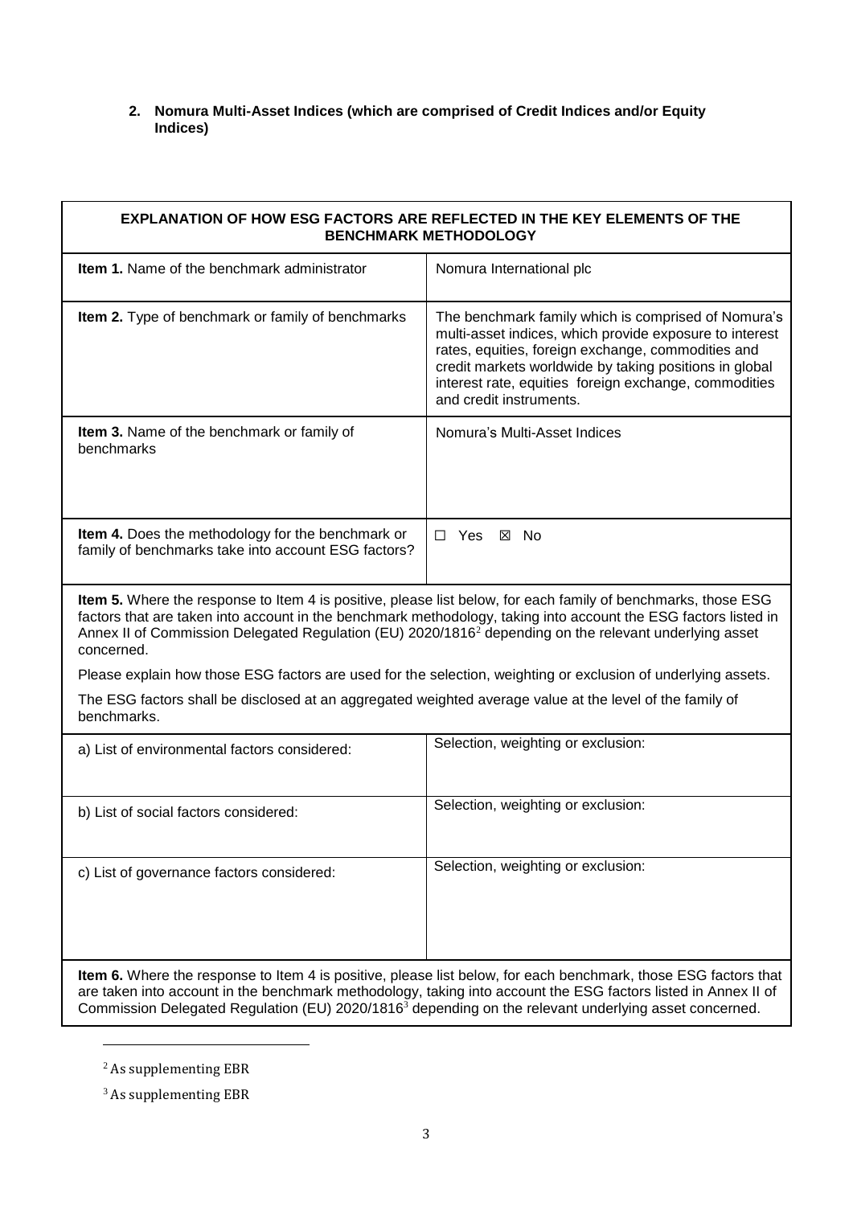**2. Nomura Multi-Asset Indices (which are comprised of Credit Indices and/or Equity Indices)**

| EXPLANATION OF HOW ESG FACTORS ARE REFLECTED IN THE KEY ELEMENTS OF THE BENCHMARK METHODOLOGY | |
|---|---|
| **Item 1.** Name of the benchmark administrator | Nomura International plc |
| **Item 2.** Type of benchmark or family of benchmarks | The benchmark family which is comprised of Nomura's multi-asset indices, which provide exposure to interest rates, equities, foreign exchange, commodities and credit markets worldwide by taking positions in global interest rate, equities foreign exchange, commodities and credit instruments. |
| **Item 3.** Name of the benchmark or family of benchmarks | Nomura's Multi-Asset Indices |
| **Item 4.** Does the methodology for the benchmark or family of benchmarks take into account ESG factors? | ☐ Yes ☒ No |
| **Item 5.** Where the response to Item 4 is positive, please list below, for each family of benchmarks, those ESG factors that are taken into account in the benchmark methodology, taking into account the ESG factors listed in Annex II of Commission Delegated Regulation (EU) 2020/1816[2] depending on the relevant underlying asset concerned.<br><br>Please explain how those ESG factors are used for the selection, weighting or exclusion of underlying assets.<br><br>The ESG factors shall be disclosed at an aggregated weighted average value at the level of the family of benchmarks. | |
| a) List of environmental factors considered: | Selection, weighting or exclusion: |
| b) List of social factors considered: | Selection, weighting or exclusion: |
| c) List of governance factors considered: | Selection, weighting or exclusion: |
| **Item 6.** Where the response to Item 4 is positive, please list below, for each benchmark, those ESG factors that are taken into account in the benchmark methodology, taking into account the ESG factors listed in Annex II of Commission Delegated Regulation (EU) 2020/1816[3] depending on the relevant underlying asset concerned. | |

[2] As supplementing EBR

[3] As supplementing EBR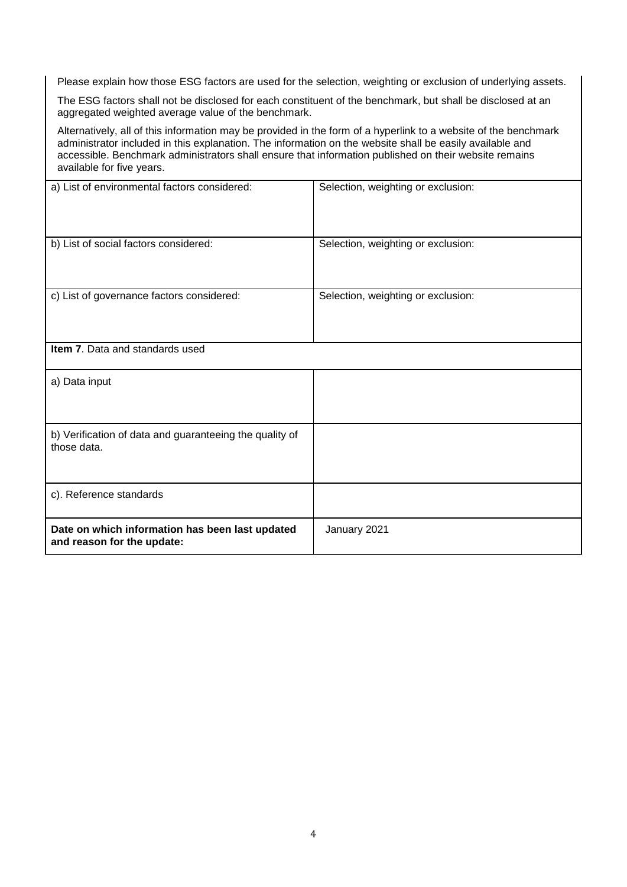| Please explain how those ESG factors are used for the selection, weighting or exclusion of underlying assets.<br><br>The ESG factors shall not be disclosed for each constituent of the benchmark, but shall be disclosed at an aggregated weighted average value of the benchmark.<br><br>Alternatively, all of this information may be provided in the form of a hyperlink to a website of the benchmark administrator included in this explanation. The information on the website shall be easily available and accessible. Benchmark administrators shall ensure that information published on their website remains available for five years. | |
|---|---|
| a) List of environmental factors considered: | Selection, weighting or exclusion: |
| b) List of social factors considered: | Selection, weighting or exclusion: |
| c) List of governance factors considered: | Selection, weighting or exclusion: |
| **Item 7**. Data and standards used | |
| a) Data input | |
| b) Verification of data and guaranteeing the quality of those data. | |
| c). Reference standards | |
| **Date on which information has been last updated and reason for the update:** | January 2021 |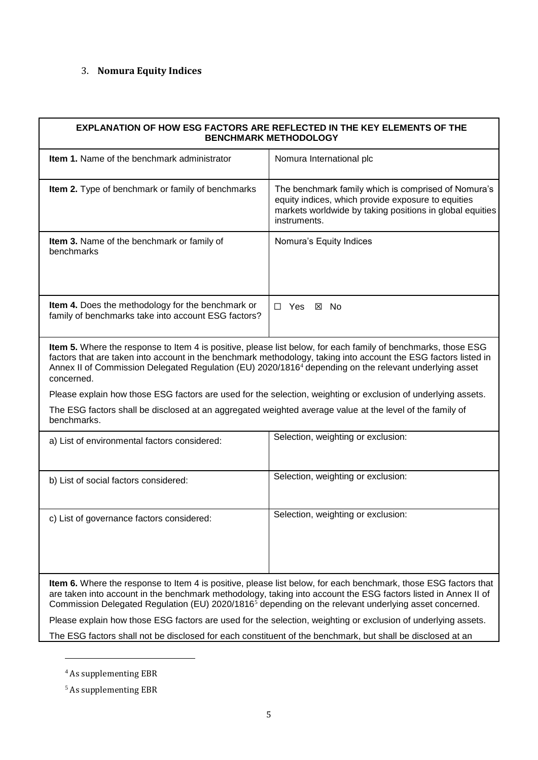## 3. Nomura Equity Indices

| EXPLANATION OF HOW ESG FACTORS ARE REFLECTED IN THE KEY ELEMENTS OF THE BENCHMARK METHODOLOGY | |
|---|---|
| **Item 1.** Name of the benchmark administrator | Nomura International plc |
| **Item 2.** Type of benchmark or family of benchmarks | The benchmark family which is comprised of Nomura's equity indices, which provide exposure to equities markets worldwide by taking positions in global equities instruments. |
| **Item 3.** Name of the benchmark or family of benchmarks | Nomura's Equity Indices |
| **Item 4.** Does the methodology for the benchmark or family of benchmarks take into account ESG factors? | ☐ Yes ☒ No |
| **Item 5.** Where the response to Item 4 is positive, please list below, for each family of benchmarks, those ESG factors that are taken into account in the benchmark methodology, taking into account the ESG factors listed in Annex II of Commission Delegated Regulation (EU) 2020/1816[4] depending on the relevant underlying asset concerned.<br><br>Please explain how those ESG factors are used for the selection, weighting or exclusion of underlying assets.<br><br>The ESG factors shall be disclosed at an aggregated weighted average value at the level of the family of benchmarks. | |
| a) List of environmental factors considered: | Selection, weighting or exclusion: |
| b) List of social factors considered: | Selection, weighting or exclusion: |
| c) List of governance factors considered: | Selection, weighting or exclusion: |
| **Item 6.** Where the response to Item 4 is positive, please list below, for each benchmark, those ESG factors that are taken into account in the benchmark methodology, taking into account the ESG factors listed in Annex II of Commission Delegated Regulation (EU) 2020/1816[5] depending on the relevant underlying asset concerned.<br><br>Please explain how those ESG factors are used for the selection, weighting or exclusion of underlying assets.<br><br>The ESG factors shall not be disclosed for each constituent of the benchmark, but shall be disclosed at an | |

[4] As supplementing EBR

[5] As supplementing EBR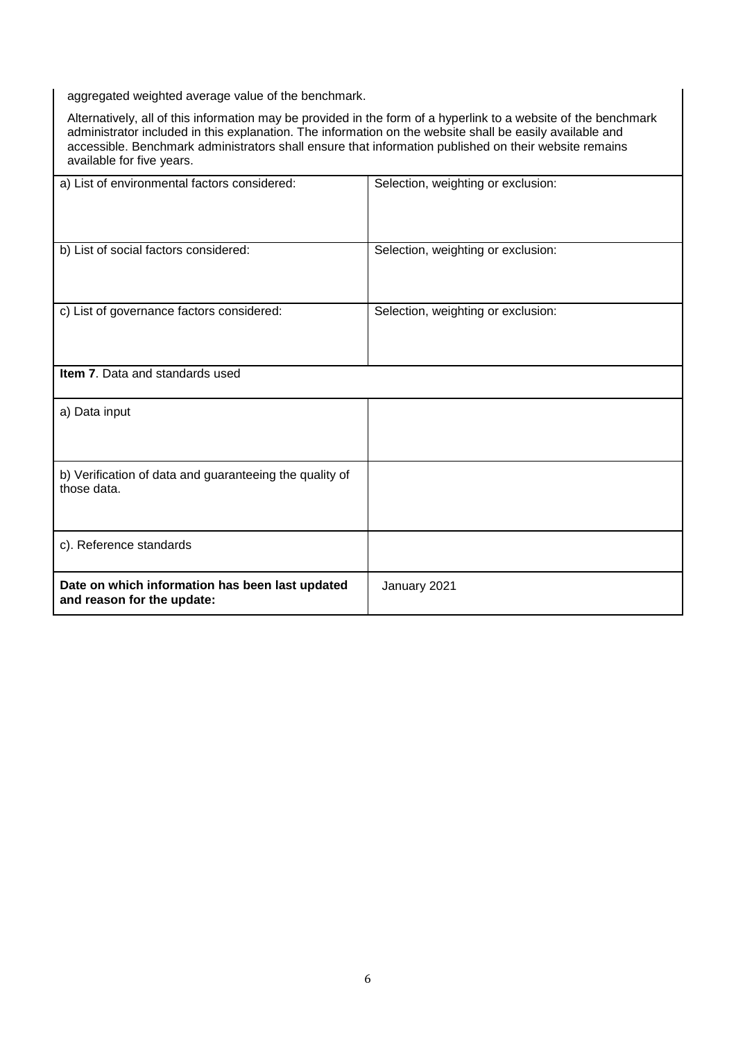aggregated weighted average value of the benchmark.

Alternatively, all of this information may be provided in the form of a hyperlink to a website of the benchmark administrator included in this explanation. The information on the website shall be easily available and accessible. Benchmark administrators shall ensure that information published on their website remains available for five years.

| a) List of environmental factors considered: | Selection, weighting or exclusion: |
|---|---|
| b) List of social factors considered: | Selection, weighting or exclusion: |
| c) List of governance factors considered: | Selection, weighting or exclusion: |
| **Item 7**. Data and standards used | |
| a) Data input | |
| b) Verification of data and guaranteeing the quality of those data. | |
| c). Reference standards | |
| **Date on which information has been last updated and reason for the update:** | January 2021 |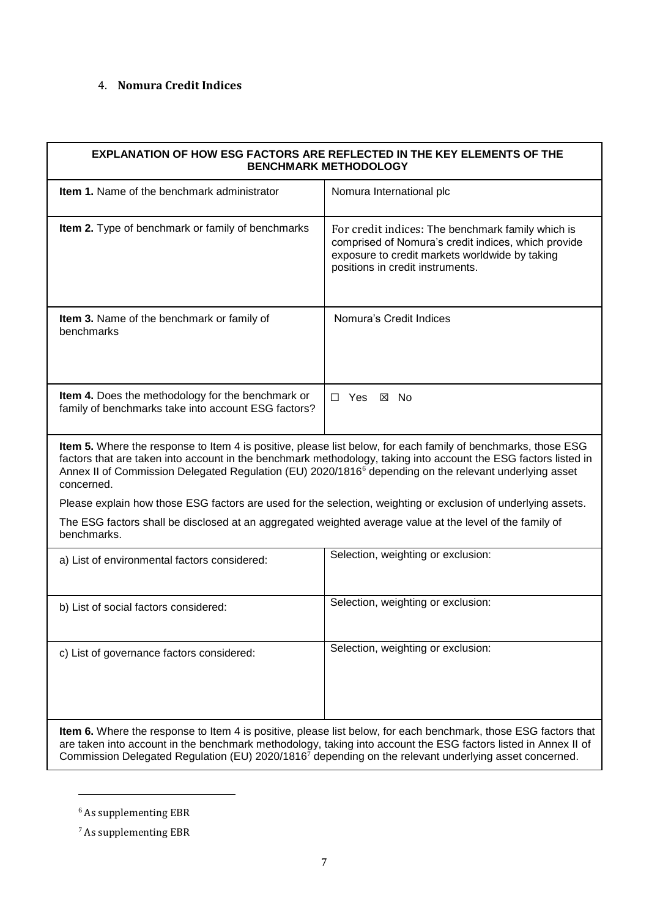## 4. **Nomura Credit Indices**

| **EXPLANATION OF HOW ESG FACTORS ARE REFLECTED IN THE KEY ELEMENTS OF THE BENCHMARK METHODOLOGY** | |
|---|---|
| **Item 1.** Name of the benchmark administrator | Nomura International plc |
| **Item 2.** Type of benchmark or family of benchmarks | For credit indices: The benchmark family which is comprised of Nomura's credit indices, which provide exposure to credit markets worldwide by taking positions in credit instruments. |
| **Item 3.** Name of the benchmark or family of benchmarks | Nomura's Credit Indices |
| **Item 4.** Does the methodology for the benchmark or family of benchmarks take into account ESG factors? | ☐ Yes ☒ No |
| **Item 5.** Where the response to Item 4 is positive, please list below, for each family of benchmarks, those ESG factors that are taken into account in the benchmark methodology, taking into account the ESG factors listed in Annex II of Commission Delegated Regulation (EU) 2020/1816[6] depending on the relevant underlying asset concerned.<br><br>Please explain how those ESG factors are used for the selection, weighting or exclusion of underlying assets.<br><br>The ESG factors shall be disclosed at an aggregated weighted average value at the level of the family of benchmarks. | |
| a) List of environmental factors considered: | Selection, weighting or exclusion: |
| b) List of social factors considered: | Selection, weighting or exclusion: |
| c) List of governance factors considered: | Selection, weighting or exclusion: |
| **Item 6.** Where the response to Item 4 is positive, please list below, for each benchmark, those ESG factors that are taken into account in the benchmark methodology, taking into account the ESG factors listed in Annex II of Commission Delegated Regulation (EU) 2020/1816[7] depending on the relevant underlying asset concerned. | |

[6] As supplementing EBR

[7] As supplementing EBR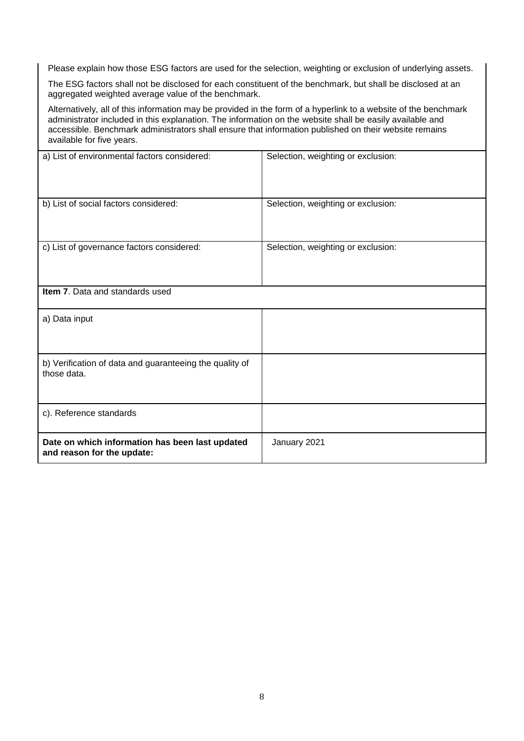Please explain how those ESG factors are used for the selection, weighting or exclusion of underlying assets.

The ESG factors shall not be disclosed for each constituent of the benchmark, but shall be disclosed at an aggregated weighted average value of the benchmark.

Alternatively, all of this information may be provided in the form of a hyperlink to a website of the benchmark administrator included in this explanation. The information on the website shall be easily available and accessible. Benchmark administrators shall ensure that information published on their website remains available for five years.

| | |
|---|---|
| a) List of environmental factors considered: | Selection, weighting or exclusion: |
| b) List of social factors considered: | Selection, weighting or exclusion: |
| c) List of governance factors considered: | Selection, weighting or exclusion: |
| **Item 7**. Data and standards used | |
| a) Data input | |
| b) Verification of data and guaranteeing the quality of those data. | |
| c). Reference standards | |
| **Date on which information has been last updated and reason for the update:** | January 2021 |